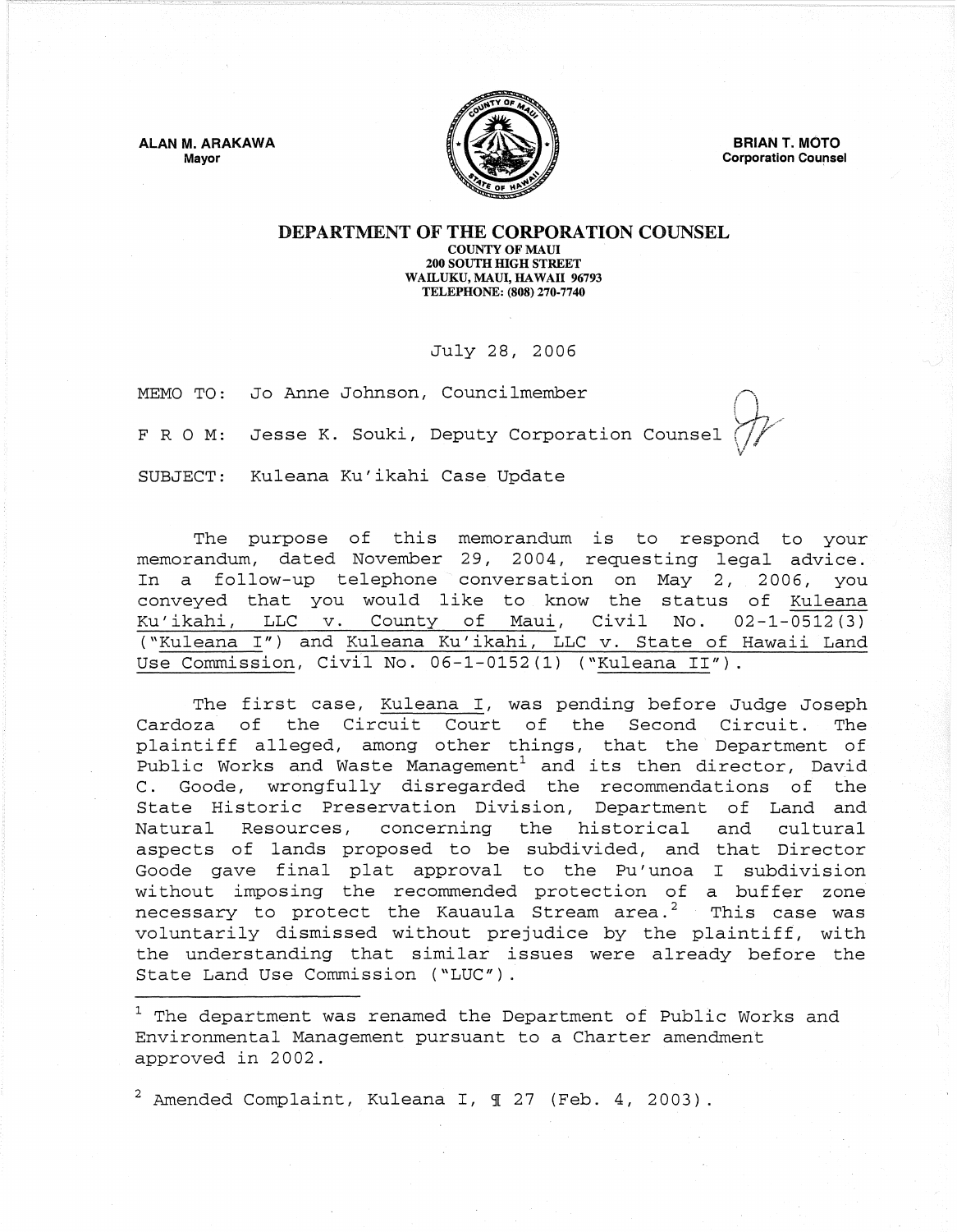ALAN M. ARAKAWA
Mayor

BRIAN T. MOTO
Corporation Counsel

# DEPARTMENT OF THE CORPORATION COUNSEL

COUNTY OF MAUI
200 SOUTH HIGH STREET
WAILUKU, MAUI, HAWAII 96793
TELEPHONE: (808) 270-7740

July 28, 2006

MEMO TO: Jo Anne Johnson, Councilmember

F R O M: Jesse K. Souki, Deputy Corporation Counsel

SUBJECT: Kuleana Ku'ikahi Case Update

The purpose of this memorandum is to respond to your memorandum, dated November 29, 2004, requesting legal advice. In a follow-up telephone conversation on May 2, 2006, you conveyed that you would like to know the status of Kuleana Ku'ikahi, LLC v. County of Maui, Civil No. 02-1-0512(3) ("Kuleana I") and Kuleana Ku'ikahi, LLC v. State of Hawaii Land Use Commission, Civil No. 06-1-0152(1) ("Kuleana II").

The first case, Kuleana I, was pending before Judge Joseph Cardoza of the Circuit Court of the Second Circuit. The plaintiff alleged, among other things, that the Department of Public Works and Waste Management[1] and its then director, David C. Goode, wrongfully disregarded the recommendations of the State Historic Preservation Division, Department of Land and Natural Resources, concerning the historical and cultural aspects of lands proposed to be subdivided, and that Director Goode gave final plat approval to the Pu'unoa I subdivision without imposing the recommended protection of a buffer zone necessary to protect the Kauaula Stream area.[2] This case was voluntarily dismissed without prejudice by the plaintiff, with the understanding that similar issues were already before the State Land Use Commission ("LUC").

---

[1] The department was renamed the Department of Public Works and Environmental Management pursuant to a Charter amendment approved in 2002.

[2] Amended Complaint, Kuleana I, ¶ 27 (Feb. 4, 2003).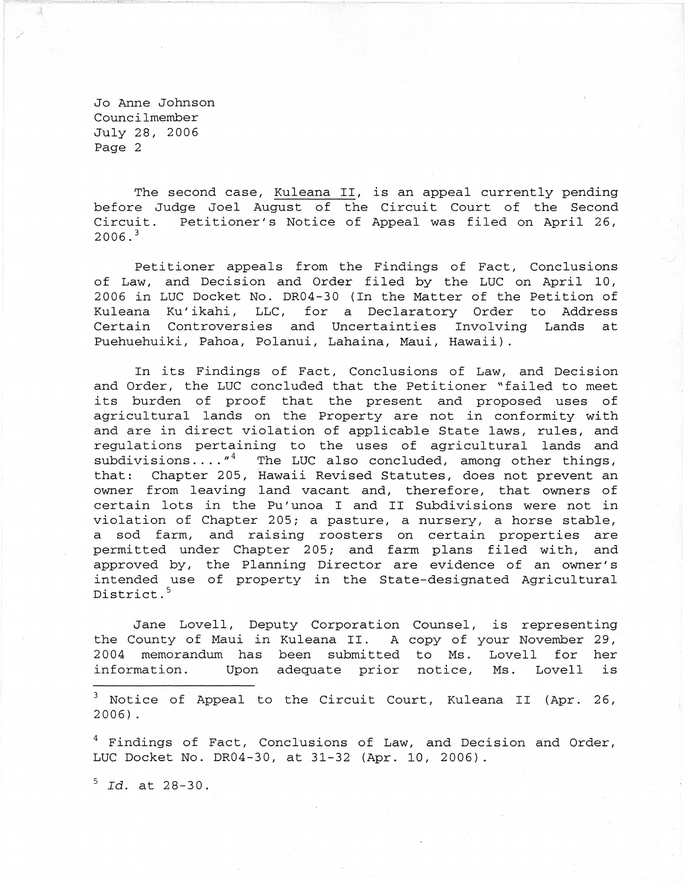The second case, Kuleana II, is an appeal currently pending before Judge Joel August of the Circuit Court of the Second Circuit. Petitioner's Notice of Appeal was filed on April 26, 2006.[3]

Petitioner appeals from the Findings of Fact, Conclusions of Law, and Decision and Order filed by the LUC on April 10, 2006 in LUC Docket No. DR04-30 (In the Matter of the Petition of Kuleana Ku'ikahi, LLC, for a Declaratory Order to Address Certain Controversies and Uncertainties Involving Lands at Puehuehuiki, Pahoa, Polanui, Lahaina, Maui, Hawaii).

In its Findings of Fact, Conclusions of Law, and Decision and Order, the LUC concluded that the Petitioner "failed to meet its burden of proof that the present and proposed uses of agricultural lands on the Property are not in conformity with and are in direct violation of applicable State laws, rules, and regulations pertaining to the uses of agricultural lands and subdivisions...."[4] The LUC also concluded, among other things, that: Chapter 205, Hawaii Revised Statutes, does not prevent an owner from leaving land vacant and, therefore, that owners of certain lots in the Pu'unoa I and II Subdivisions were not in violation of Chapter 205; a pasture, a nursery, a horse stable, a sod farm, and raising roosters on certain properties are permitted under Chapter 205; and farm plans filed with, and approved by, the Planning Director are evidence of an owner's intended use of property in the State-designated Agricultural District.[5]

Jane Lovell, Deputy Corporation Counsel, is representing the County of Maui in Kuleana II. A copy of your November 29, 2004 memorandum has been submitted to Ms. Lovell for her information. Upon adequate prior notice, Ms. Lovell is

---

[3] Notice of Appeal to the Circuit Court, Kuleana II (Apr. 26, 2006).

[4] Findings of Fact, Conclusions of Law, and Decision and Order, LUC Docket No. DR04-30, at 31-32 (Apr. 10, 2006).

[5] *Id.* at 28-30.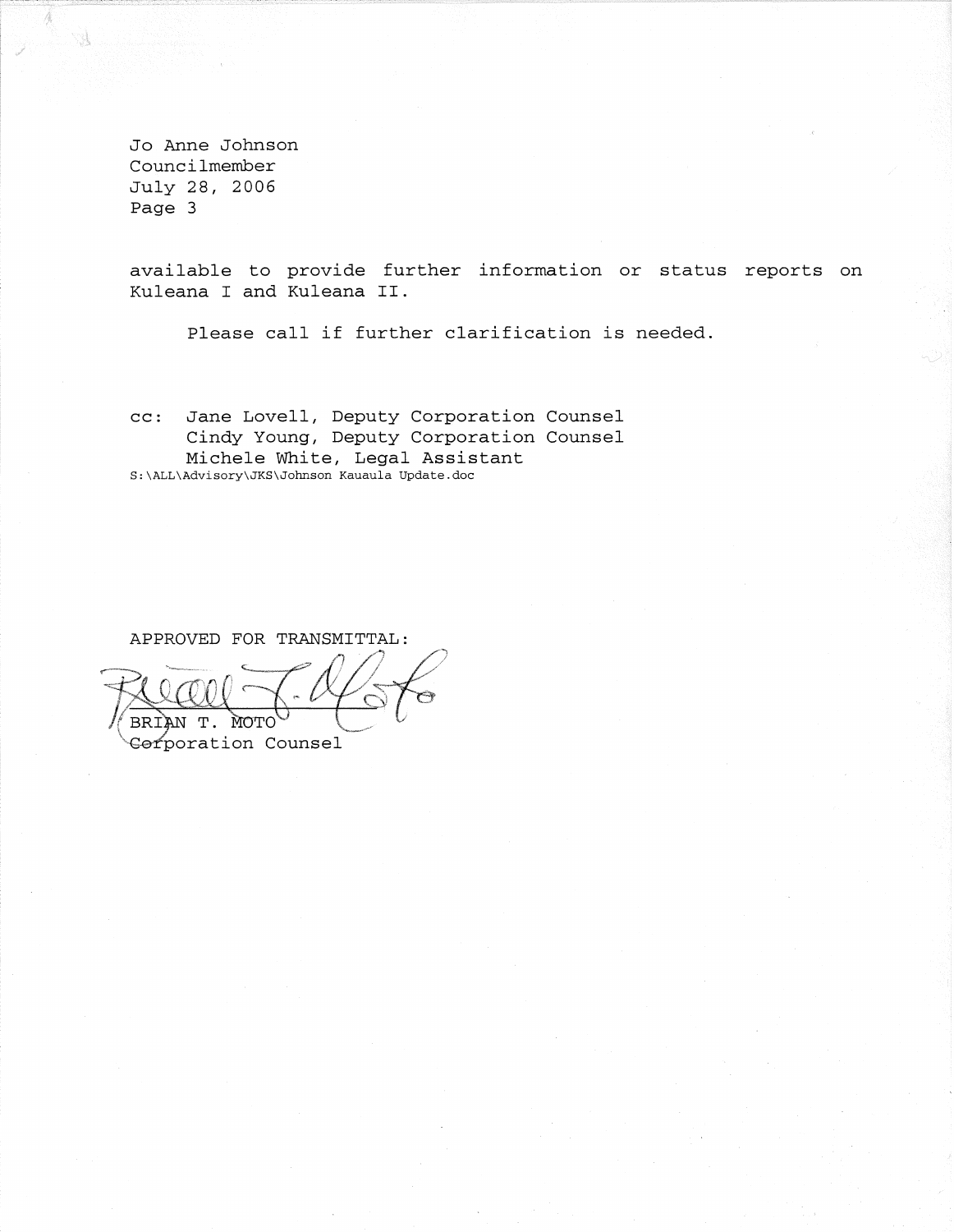Jo Anne Johnson
Councilmember
July 28, 2006
Page 3

available to provide further information or status reports on Kuleana I and Kuleana II.

Please call if further clarification is needed.

cc: Jane Lovell, Deputy Corporation Counsel
Cindy Young, Deputy Corporation Counsel
Michele White, Legal Assistant

S:\ALL\Advisory\JKS\Johnson Kauaula Update.doc

APPROVED FOR TRANSMITTAL:

BRIAN T. MOTO
Corporation Counsel